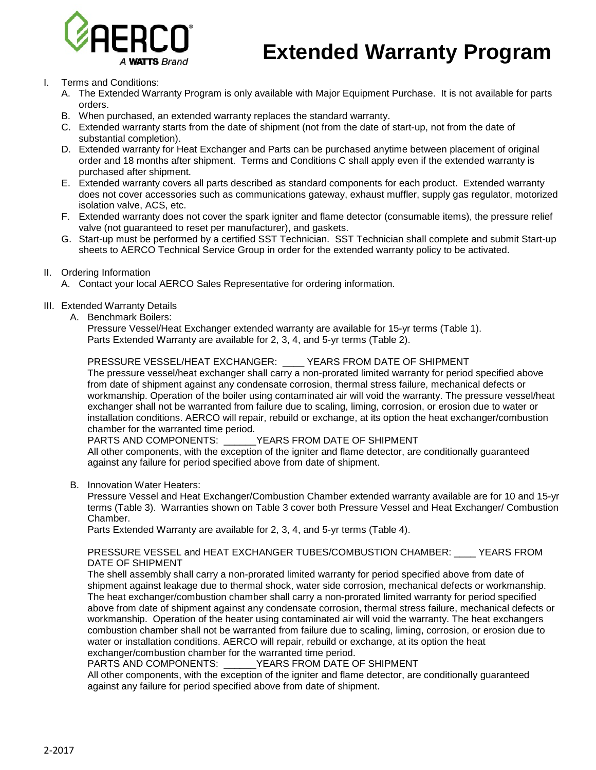# Extended Warranty Program

I. Terms and Conditions:

   A. The Extended Warranty Program is only available with Major Equipment Purchase. It is not available for parts orders.

   B. When purchased, an extended warranty replaces the standard warranty.

   C. Extended warranty starts from the date of shipment (not from the date of start-up, not from the date of substantial completion).

   D. Extended warranty for Heat Exchanger and Parts can be purchased anytime between placement of original order and 18 months after shipment. Terms and Conditions C shall apply even if the extended warranty is purchased after shipment.

   E. Extended warranty covers all parts described as standard components for each product. Extended warranty does not cover accessories such as communications gateway, exhaust muffler, supply gas regulator, motorized isolation valve, ACS, etc.

   F. Extended warranty does not cover the spark igniter and flame detector (consumable items), the pressure relief valve (not guaranteed to reset per manufacturer), and gaskets.

   G. Start-up must be performed by a certified SST Technician. SST Technician shall complete and submit Start-up sheets to AERCO Technical Service Group in order for the extended warranty policy to be activated.

II. Ordering Information

   A. Contact your local AERCO Sales Representative for ordering information.

III. Extended Warranty Details

   A. Benchmark Boilers:
   Pressure Vessel/Heat Exchanger extended warranty are available for 15-yr terms (Table 1).
   Parts Extended Warranty are available for 2, 3, 4, and 5-yr terms (Table 2).

   PRESSURE VESSEL/HEAT EXCHANGER: ____ YEARS FROM DATE OF SHIPMENT
   The pressure vessel/heat exchanger shall carry a non-prorated limited warranty for period specified above from date of shipment against any condensate corrosion, thermal stress failure, mechanical defects or workmanship. Operation of the boiler using contaminated air will void the warranty. The pressure vessel/heat exchanger shall not be warranted from failure due to scaling, liming, corrosion, or erosion due to water or installation conditions. AERCO will repair, rebuild or exchange, at its option the heat exchanger/combustion chamber for the warranted time period.
   PARTS AND COMPONENTS: ______YEARS FROM DATE OF SHIPMENT
   All other components, with the exception of the igniter and flame detector, are conditionally guaranteed against any failure for period specified above from date of shipment.

   B. Innovation Water Heaters:
   Pressure Vessel and Heat Exchanger/Combustion Chamber extended warranty available are for 10 and 15-yr terms (Table 3). Warranties shown on Table 3 cover both Pressure Vessel and Heat Exchanger/ Combustion Chamber.
   Parts Extended Warranty are available for 2, 3, 4, and 5-yr terms (Table 4).

   PRESSURE VESSEL and HEAT EXCHANGER TUBES/COMBUSTION CHAMBER: ____ YEARS FROM DATE OF SHIPMENT
   The shell assembly shall carry a non-prorated limited warranty for period specified above from date of shipment against leakage due to thermal shock, water side corrosion, mechanical defects or workmanship. The heat exchanger/combustion chamber shall carry a non-prorated limited warranty for period specified above from date of shipment against any condensate corrosion, thermal stress failure, mechanical defects or workmanship. Operation of the heater using contaminated air will void the warranty. The heat exchangers combustion chamber shall not be warranted from failure due to scaling, liming, corrosion, or erosion due to water or installation conditions. AERCO will repair, rebuild or exchange, at its option the heat exchanger/combustion chamber for the warranted time period.
   PARTS AND COMPONENTS: ______YEARS FROM DATE OF SHIPMENT
   All other components, with the exception of the igniter and flame detector, are conditionally guaranteed against any failure for period specified above from date of shipment.

2-2017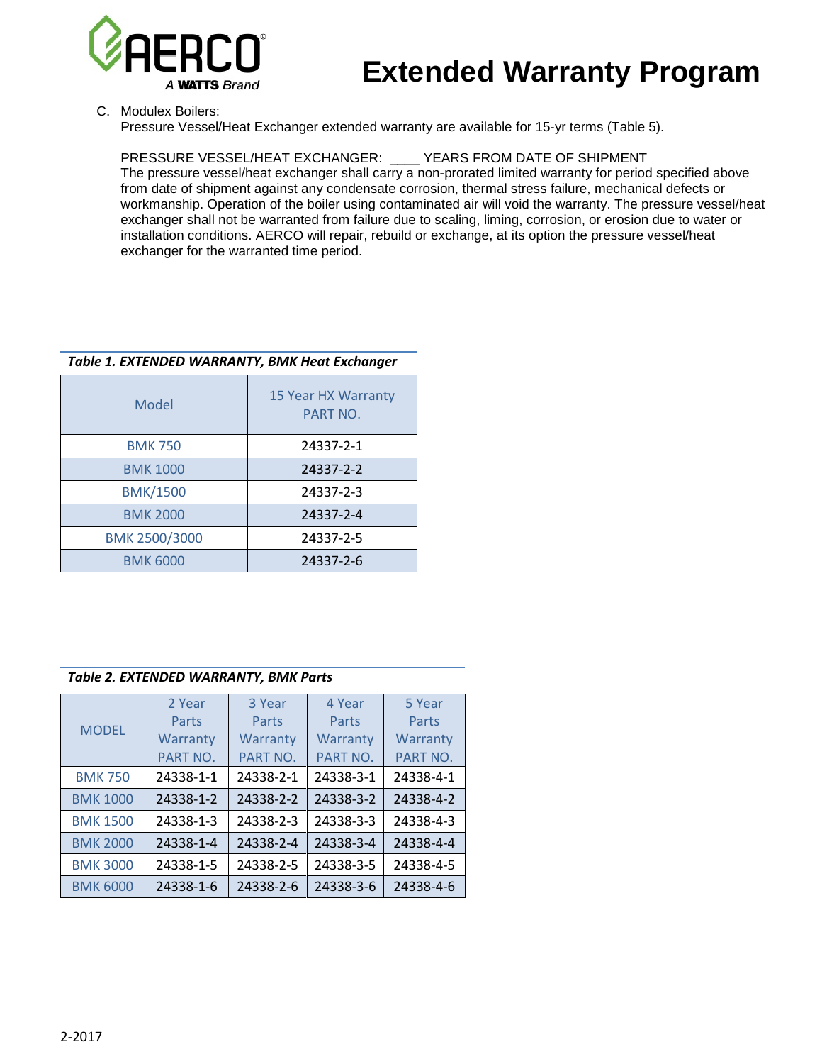# Extended Warranty Program

C. Modulex Boilers:
Pressure Vessel/Heat Exchanger extended warranty are available for 15-yr terms (Table 5).

PRESSURE VESSEL/HEAT EXCHANGER: ____ YEARS FROM DATE OF SHIPMENT
The pressure vessel/heat exchanger shall carry a non-prorated limited warranty for period specified above from date of shipment against any condensate corrosion, thermal stress failure, mechanical defects or workmanship. Operation of the boiler using contaminated air will void the warranty. The pressure vessel/heat exchanger shall not be warranted from failure due to scaling, liming, corrosion, or erosion due to water or installation conditions. AERCO will repair, rebuild or exchange, at its option the pressure vessel/heat exchanger for the warranted time period.

***Table 1. EXTENDED WARRANTY, BMK Heat Exchanger***

| Model | 15 Year HX Warranty PART NO. |
|---|---|
| BMK 750 | 24337-2-1 |
| BMK 1000 | 24337-2-2 |
| BMK/1500 | 24337-2-3 |
| BMK 2000 | 24337-2-4 |
| BMK 2500/3000 | 24337-2-5 |
| BMK 6000 | 24337-2-6 |

***Table 2. EXTENDED WARRANTY, BMK Parts***

| MODEL | 2 Year Parts Warranty PART NO. | 3 Year Parts Warranty PART NO. | 4 Year Parts Warranty PART NO. | 5 Year Parts Warranty PART NO. |
|---|---|---|---|---|
| BMK 750 | 24338-1-1 | 24338-2-1 | 24338-3-1 | 24338-4-1 |
| BMK 1000 | 24338-1-2 | 24338-2-2 | 24338-3-2 | 24338-4-2 |
| BMK 1500 | 24338-1-3 | 24338-2-3 | 24338-3-3 | 24338-4-3 |
| BMK 2000 | 24338-1-4 | 24338-2-4 | 24338-3-4 | 24338-4-4 |
| BMK 3000 | 24338-1-5 | 24338-2-5 | 24338-3-5 | 24338-4-5 |
| BMK 6000 | 24338-1-6 | 24338-2-6 | 24338-3-6 | 24338-4-6 |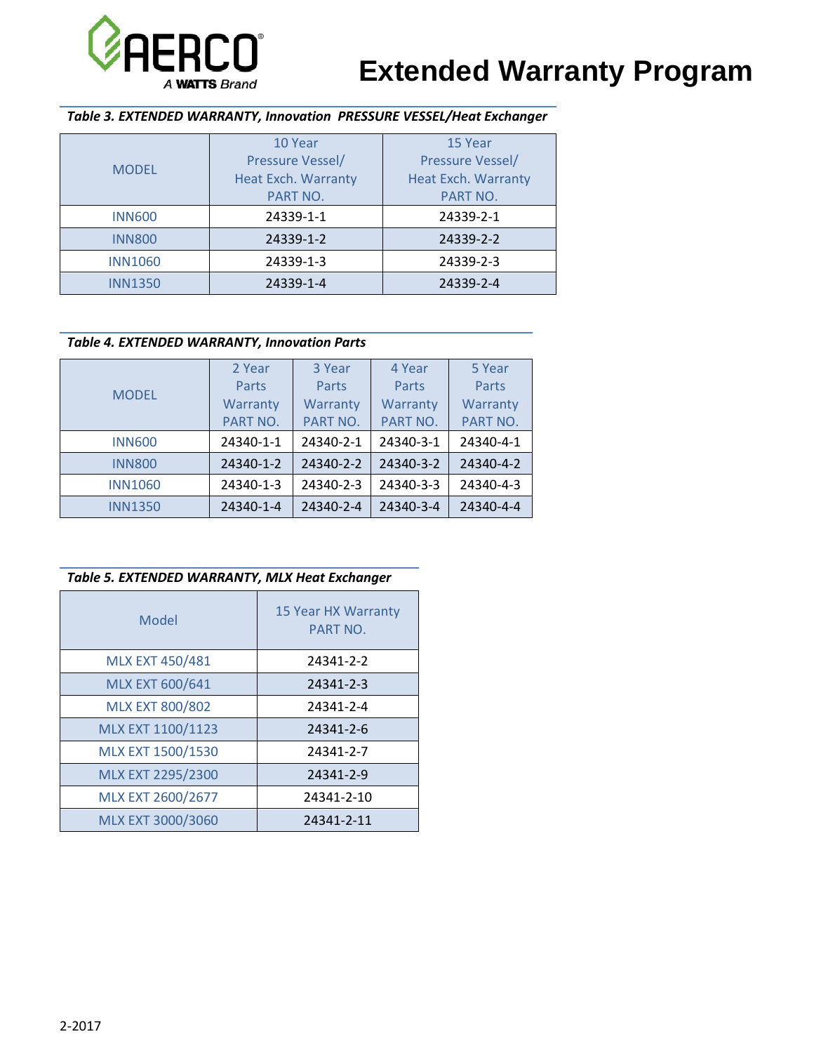# Extended Warranty Program

***Table 3. EXTENDED WARRANTY, Innovation PRESSURE VESSEL/Heat Exchanger***

| MODEL | 10 Year Pressure Vessel/ Heat Exch. Warranty PART NO. | 15 Year Pressure Vessel/ Heat Exch. Warranty PART NO. |
|---|---|---|
| INN600 | 24339-1-1 | 24339-2-1 |
| INN800 | 24339-1-2 | 24339-2-2 |
| INN1060 | 24339-1-3 | 24339-2-3 |
| INN1350 | 24339-1-4 | 24339-2-4 |

***Table 4. EXTENDED WARRANTY, Innovation Parts***

| MODEL | 2 Year Parts Warranty PART NO. | 3 Year Parts Warranty PART NO. | 4 Year Parts Warranty PART NO. | 5 Year Parts Warranty PART NO. |
|---|---|---|---|---|
| INN600 | 24340-1-1 | 24340-2-1 | 24340-3-1 | 24340-4-1 |
| INN800 | 24340-1-2 | 24340-2-2 | 24340-3-2 | 24340-4-2 |
| INN1060 | 24340-1-3 | 24340-2-3 | 24340-3-3 | 24340-4-3 |
| INN1350 | 24340-1-4 | 24340-2-4 | 24340-3-4 | 24340-4-4 |

***Table 5. EXTENDED WARRANTY, MLX Heat Exchanger***

| Model | 15 Year HX Warranty PART NO. |
|---|---|
| MLX EXT 450/481 | 24341-2-2 |
| MLX EXT 600/641 | 24341-2-3 |
| MLX EXT 800/802 | 24341-2-4 |
| MLX EXT 1100/1123 | 24341-2-6 |
| MLX EXT 1500/1530 | 24341-2-7 |
| MLX EXT 2295/2300 | 24341-2-9 |
| MLX EXT 2600/2677 | 24341-2-10 |
| MLX EXT 3000/3060 | 24341-2-11 |